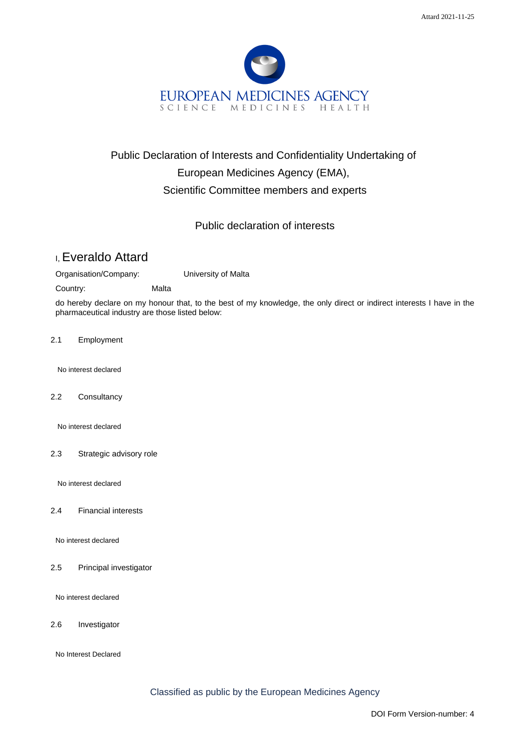# Public Declaration of Interests and Confidentiality Undertaking of European Medicines Agency (EMA), Scientific Committee members and experts

## Public declaration of interests

I, Everaldo Attard

Organisation/Company: University of Malta

Country: Malta

do hereby declare on my honour that, to the best of my knowledge, the only direct or indirect interests I have in the pharmaceutical industry are those listed below:

2.1 Employment

No interest declared

2.2 Consultancy

No interest declared

2.3 Strategic advisory role

No interest declared

2.4 Financial interests

No interest declared

2.5 Principal investigator

No interest declared

2.6 Investigator

No Interest Declared

Classified as public by the European Medicines Agency

DOI Form Version-number: 4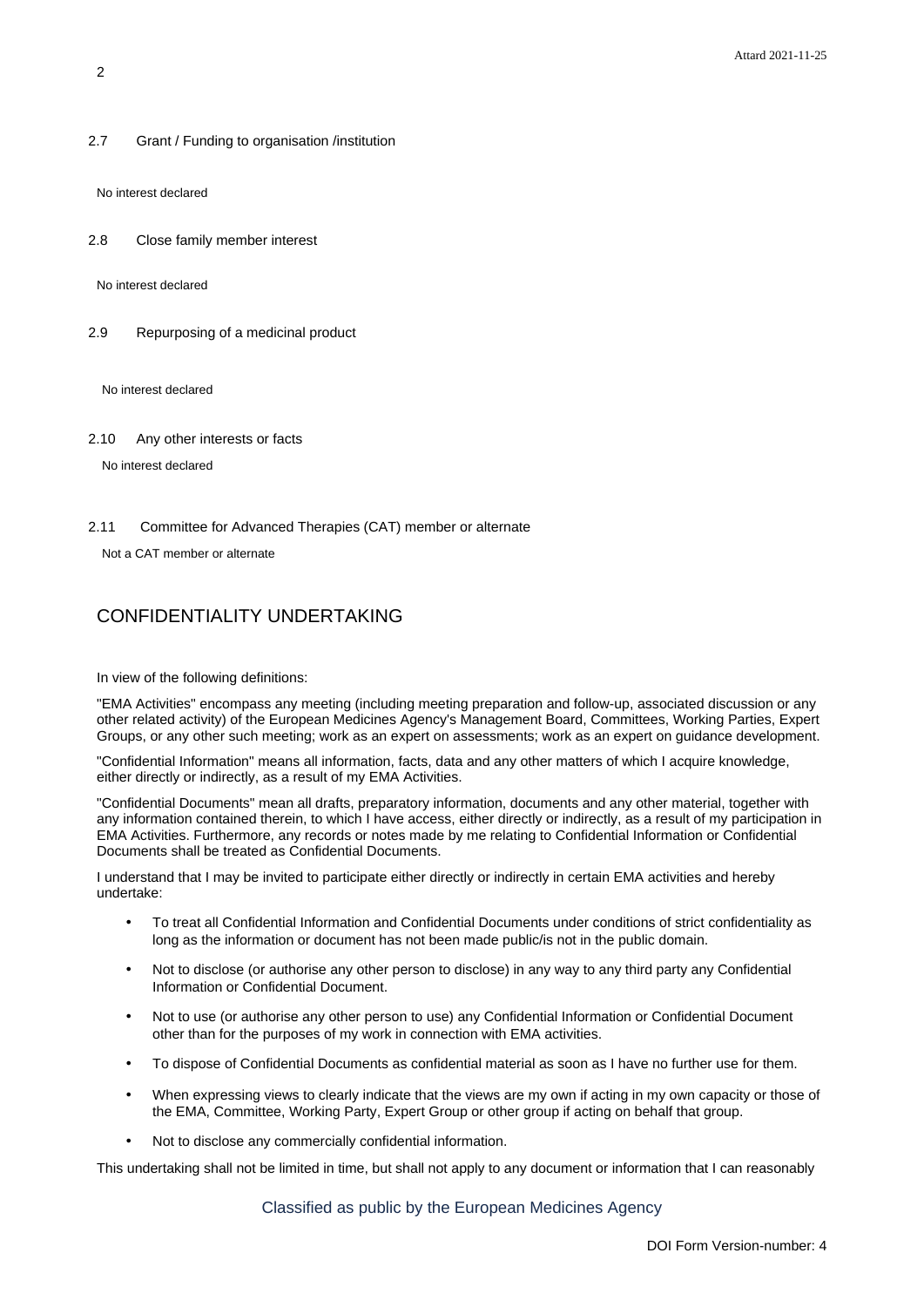2.7 Grant / Funding to organisation /institution

No interest declared

2.8 Close family member interest

No interest declared

2.9 Repurposing of a medicinal product

No interest declared

2.10 Any other interests or facts

No interest declared

2.11 Committee for Advanced Therapies (CAT) member or alternate

Not a CAT member or alternate

## CONFIDENTIALITY UNDERTAKING

In view of the following definitions:

"EMA Activities" encompass any meeting (including meeting preparation and follow-up, associated discussion or any other related activity) of the European Medicines Agency's Management Board, Committees, Working Parties, Expert Groups, or any other such meeting; work as an expert on assessments; work as an expert on guidance development.

"Confidential Information" means all information, facts, data and any other matters of which I acquire knowledge, either directly or indirectly, as a result of my EMA Activities.

"Confidential Documents" mean all drafts, preparatory information, documents and any other material, together with any information contained therein, to which I have access, either directly or indirectly, as a result of my participation in EMA Activities. Furthermore, any records or notes made by me relating to Confidential Information or Confidential Documents shall be treated as Confidential Documents.

I understand that I may be invited to participate either directly or indirectly in certain EMA activities and hereby undertake:

- To treat all Confidential Information and Confidential Documents under conditions of strict confidentiality as long as the information or document has not been made public/is not in the public domain.
- Not to disclose (or authorise any other person to disclose) in any way to any third party any Confidential Information or Confidential Document.
- Not to use (or authorise any other person to use) any Confidential Information or Confidential Document other than for the purposes of my work in connection with EMA activities.
- To dispose of Confidential Documents as confidential material as soon as I have no further use for them.
- When expressing views to clearly indicate that the views are my own if acting in my own capacity or those of the EMA, Committee, Working Party, Expert Group or other group if acting on behalf that group.
- Not to disclose any commercially confidential information.

This undertaking shall not be limited in time, but shall not apply to any document or information that I can reasonably

Classified as public by the European Medicines Agency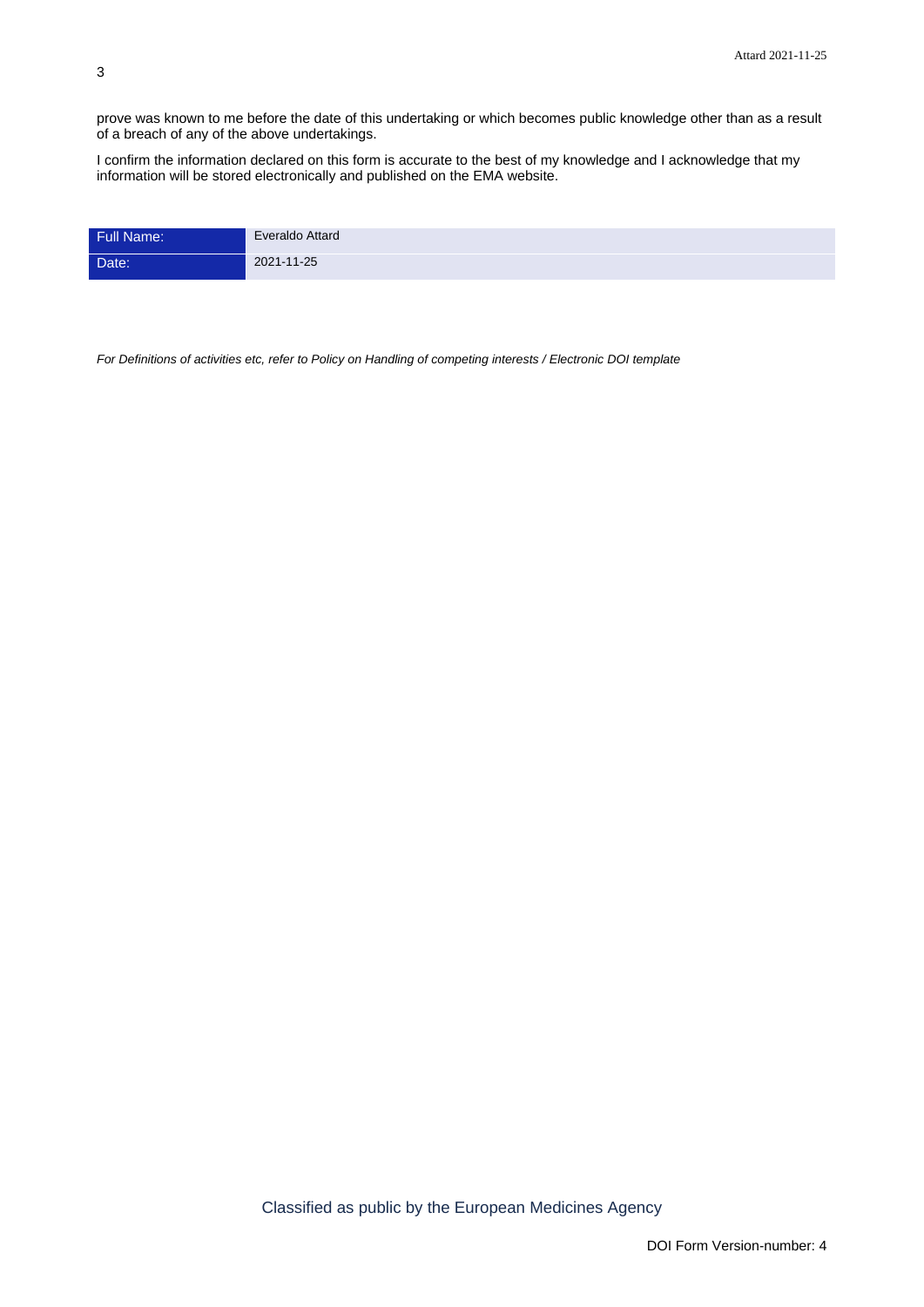prove was known to me before the date of this undertaking or which becomes public knowledge other than as a result of a breach of any of the above undertakings.

I confirm the information declared on this form is accurate to the best of my knowledge and I acknowledge that my information will be stored electronically and published on the EMA website.

| | |
|---|---|
| Full Name: | Everaldo Attard |
| Date: | 2021-11-25 |

*For Definitions of activities etc, refer to Policy on Handling of competing interests / Electronic DOI template*

Classified as public by the European Medicines Agency

DOI Form Version-number: 4